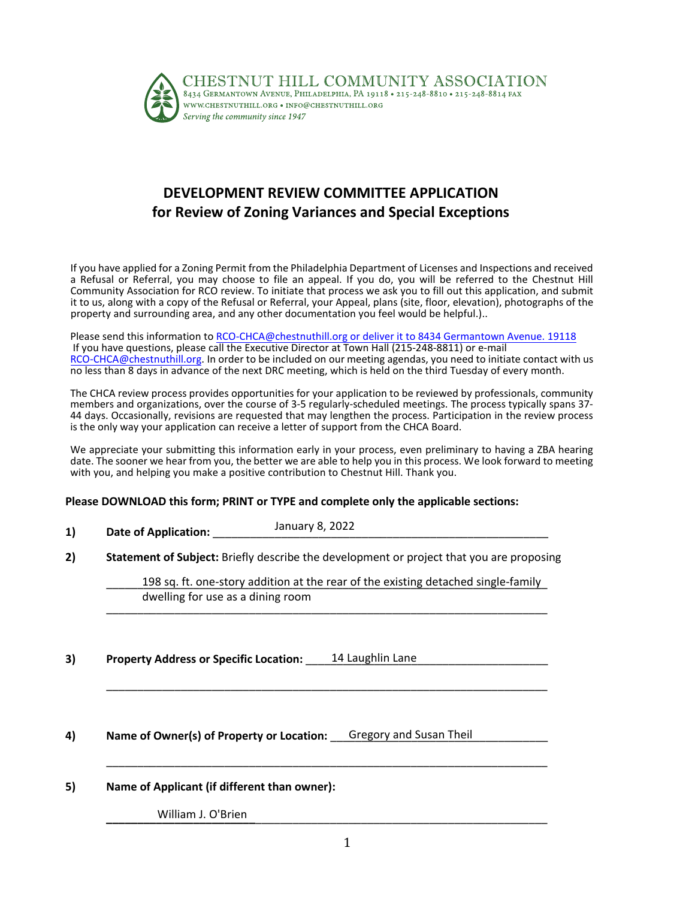**CHESTNUT HILL COMMUNITY ASSOCIATION**
8434 Germantown Avenue, Philadelphia, PA 19118 • 215-248-8810 • 215-248-8814 fax
www.chestnuthill.org • info@chestnuthill.org
*Serving the community since 1947*

# DEVELOPMENT REVIEW COMMITTEE APPLICATION
## for Review of Zoning Variances and Special Exceptions

If you have applied for a Zoning Permit from the Philadelphia Department of Licenses and Inspections and received a Refusal or Referral, you may choose to file an appeal. If you do, you will be referred to the Chestnut Hill Community Association for RCO review. To initiate that process we ask you to fill out this application, and submit it to us, along with a copy of the Refusal or Referral, your Appeal, plans (site, floor, elevation), photographs of the property and surrounding area, and any other documentation you feel would be helpful.)..

Please send this information to RCO-CHCA@chestnuthill.org or deliver it to 8434 Germantown Avenue. 19118
If you have questions, please call the Executive Director at Town Hall (215-248-8811) or e-mail RCO-CHCA@chestnuthill.org. In order to be included on our meeting agendas, you need to initiate contact with us no less than 8 days in advance of the next DRC meeting, which is held on the third Tuesday of every month.

The CHCA review process provides opportunities for your application to be reviewed by professionals, community members and organizations, over the course of 3-5 regularly-scheduled meetings. The process typically spans 37-44 days. Occasionally, revisions are requested that may lengthen the process. Participation in the review process is the only way your application can receive a letter of support from the CHCA Board.

We appreciate your submitting this information early in your process, even preliminary to having a ZBA hearing date. The sooner we hear from you, the better we are able to help you in this process. We look forward to meeting with you, and helping you make a positive contribution to Chestnut Hill. Thank you.

**Please DOWNLOAD this form; PRINT or TYPE and complete only the applicable sections:**

1) **Date of Application:** January 8, 2022

2) **Statement of Subject:** Briefly describe the development or project that you are proposing

   198 sq. ft. one-story addition at the rear of the existing detached single-family dwelling for use as a dining room

3) **Property Address or Specific Location:** 14 Laughlin Lane

4) **Name of Owner(s) of Property or Location:** Gregory and Susan Theil

5) **Name of Applicant (if different than owner):**

   William J. O'Brien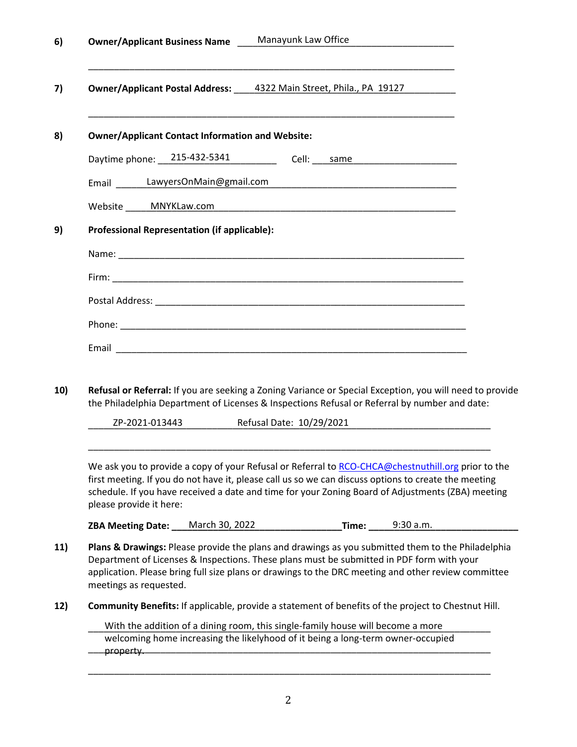6) **Owner/Applicant Business Name** Manayunk Law Office

7) **Owner/Applicant Postal Address:** 4322 Main Street, Phila., PA 19127

8) **Owner/Applicant Contact Information and Website:**

   Daytime phone: 215-432-5341 Cell: same

   Email LawyersOnMain@gmail.com

   Website MNYKLaw.com

9) **Professional Representation (if applicable):**

   Name: \_\_\_\_\_\_\_\_\_\_\_\_\_\_\_\_\_\_\_\_

   Firm: \_\_\_\_\_\_\_\_\_\_\_\_\_\_\_\_\_\_\_\_

   Postal Address: \_\_\_\_\_\_\_\_\_\_\_\_\_\_\_\_\_\_\_\_

   Phone: \_\_\_\_\_\_\_\_\_\_\_\_\_\_\_\_\_\_\_\_

   Email \_\_\_\_\_\_\_\_\_\_\_\_\_\_\_\_\_\_\_\_

10) **Refusal or Referral:** If you are seeking a Zoning Variance or Special Exception, you will need to provide the Philadelphia Department of Licenses & Inspections Refusal or Referral by number and date:

    ZP-2021-013443 Refusal Date: 10/29/2021

    We ask you to provide a copy of your Refusal or Referral to RCO-CHCA@chestnuthill.org prior to the first meeting. If you do not have it, please call us so we can discuss options to create the meeting schedule. If you have received a date and time for your Zoning Board of Adjustments (ZBA) meeting please provide it here:

    **ZBA Meeting Date:** March 30, 2022 **Time:** 9:30 a.m.

11) **Plans & Drawings:** Please provide the plans and drawings as you submitted them to the Philadelphia Department of Licenses & Inspections. These plans must be submitted in PDF form with your application. Please bring full size plans or drawings to the DRC meeting and other review committee meetings as requested.

12) **Community Benefits:** If applicable, provide a statement of benefits of the project to Chestnut Hill.

    With the addition of a dining room, this single-family house will become a more welcoming home increasing the likelihood of it being a long-term owner-occupied property.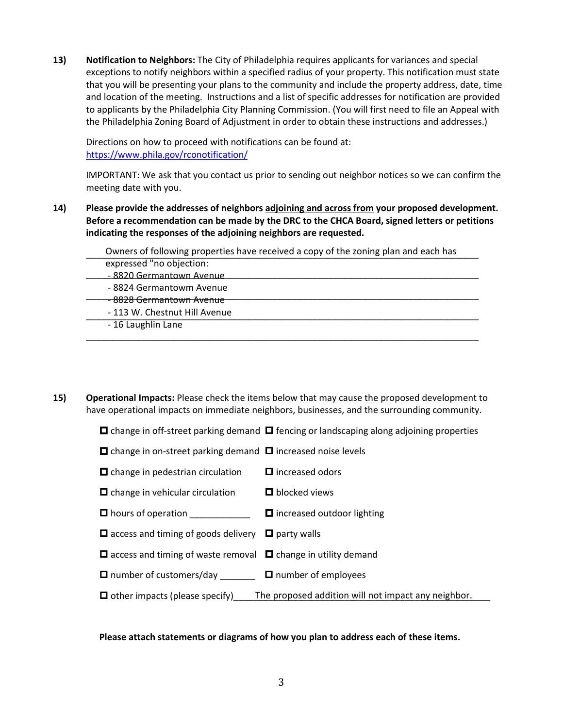**13)** **Notification to Neighbors:** The City of Philadelphia requires applicants for variances and special exceptions to notify neighbors within a specified radius of your property. This notification must state that you will be presenting your plans to the community and include the property address, date, time and location of the meeting. Instructions and a list of specific addresses for notification are provided to applicants by the Philadelphia City Planning Commission. (You will first need to file an Appeal with the Philadelphia Zoning Board of Adjustment in order to obtain these instructions and addresses.)

Directions on how to proceed with notifications can be found at:
https://www.phila.gov/rconotification/

IMPORTANT: We ask that you contact us prior to sending out neighbor notices so we can confirm the meeting date with you.

**14)** **Please provide the addresses of neighbors <u>adjoining and across from</u> your proposed development. Before a recommendation can be made by the DRC to the CHCA Board, signed letters or petitions indicating the responses of the adjoining neighbors are requested.**

Owners of following properties have received a copy of the zoning plan and each has expressed "no objection:

- 8820 Germantown Avenue
- 8824 Germantowm Avenue
- 8828 Germantown Avenue
- 113 W. Chestnut Hill Avenue
- 16 Laughlin Lane

**15)** **Operational Impacts:** Please check the items below that may cause the proposed development to have operational impacts on immediate neighbors, businesses, and the surrounding community.

- ☐ change in off-street parking demand
- ☐ change in on-street parking demand
- ☐ change in pedestrian circulation
- ☐ change in vehicular circulation
- ☐ hours of operation ____________
- ☐ access and timing of goods delivery
- ☐ access and timing of waste removal
- ☐ number of customers/day _______
- ☐ fencing or landscaping along adjoining properties
- ☐ increased noise levels
- ☐ increased odors
- ☐ blocked views
- ☐ increased outdoor lighting
- ☐ party walls
- ☐ change in utility demand
- ☐ number of employees
- ☐ other impacts (please specify) The proposed addition will not impact any neighbor.

**Please attach statements or diagrams of how you plan to address each of these items.**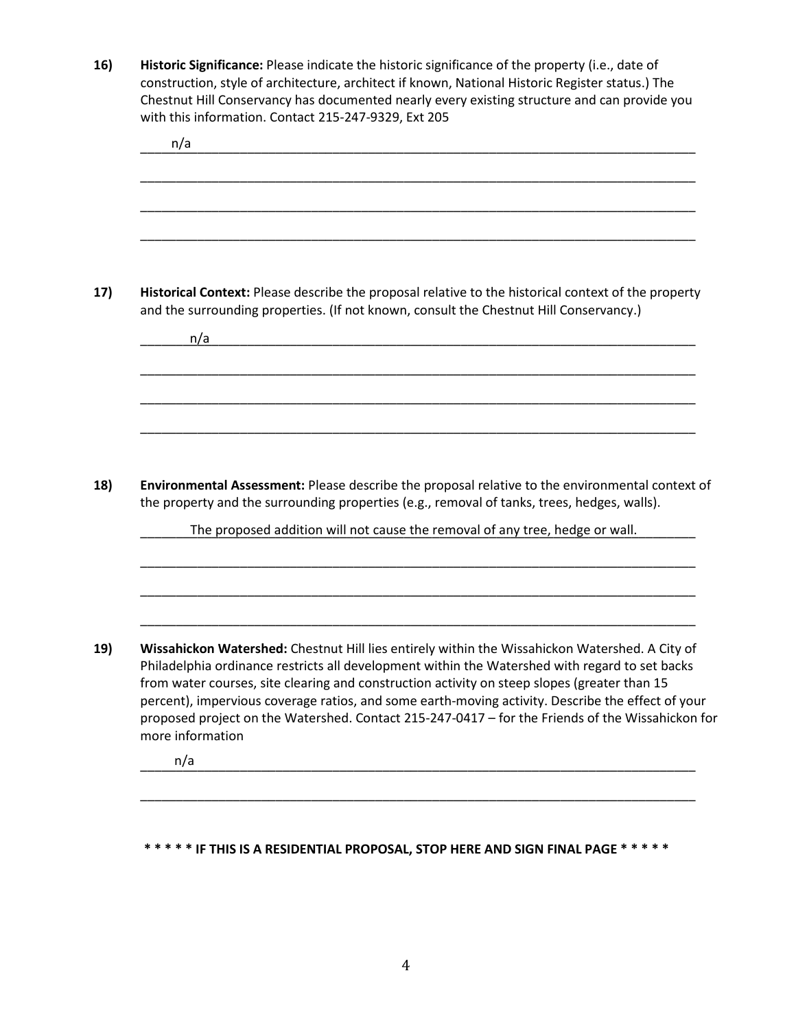**16) Historic Significance:** Please indicate the historic significance of the property (i.e., date of construction, style of architecture, architect if known, National Historic Register status.) The Chestnut Hill Conservancy has documented nearly every existing structure and can provide you with this information. Contact 215-247-9329, Ext 205

n/a

**17) Historical Context:** Please describe the proposal relative to the historical context of the property and the surrounding properties. (If not known, consult the Chestnut Hill Conservancy.)

n/a

**18) Environmental Assessment:** Please describe the proposal relative to the environmental context of the property and the surrounding properties (e.g., removal of tanks, trees, hedges, walls).

The proposed addition will not cause the removal of any tree, hedge or wall.

**19) Wissahickon Watershed:** Chestnut Hill lies entirely within the Wissahickon Watershed. A City of Philadelphia ordinance restricts all development within the Watershed with regard to set backs from water courses, site clearing and construction activity on steep slopes (greater than 15 percent), impervious coverage ratios, and some earth-moving activity. Describe the effect of your proposed project on the Watershed. Contact 215-247-0417 – for the Friends of the Wissahickon for more information

n/a

**\* \* \* \* \* IF THIS IS A RESIDENTIAL PROPOSAL, STOP HERE AND SIGN FINAL PAGE \* \* \* \* \***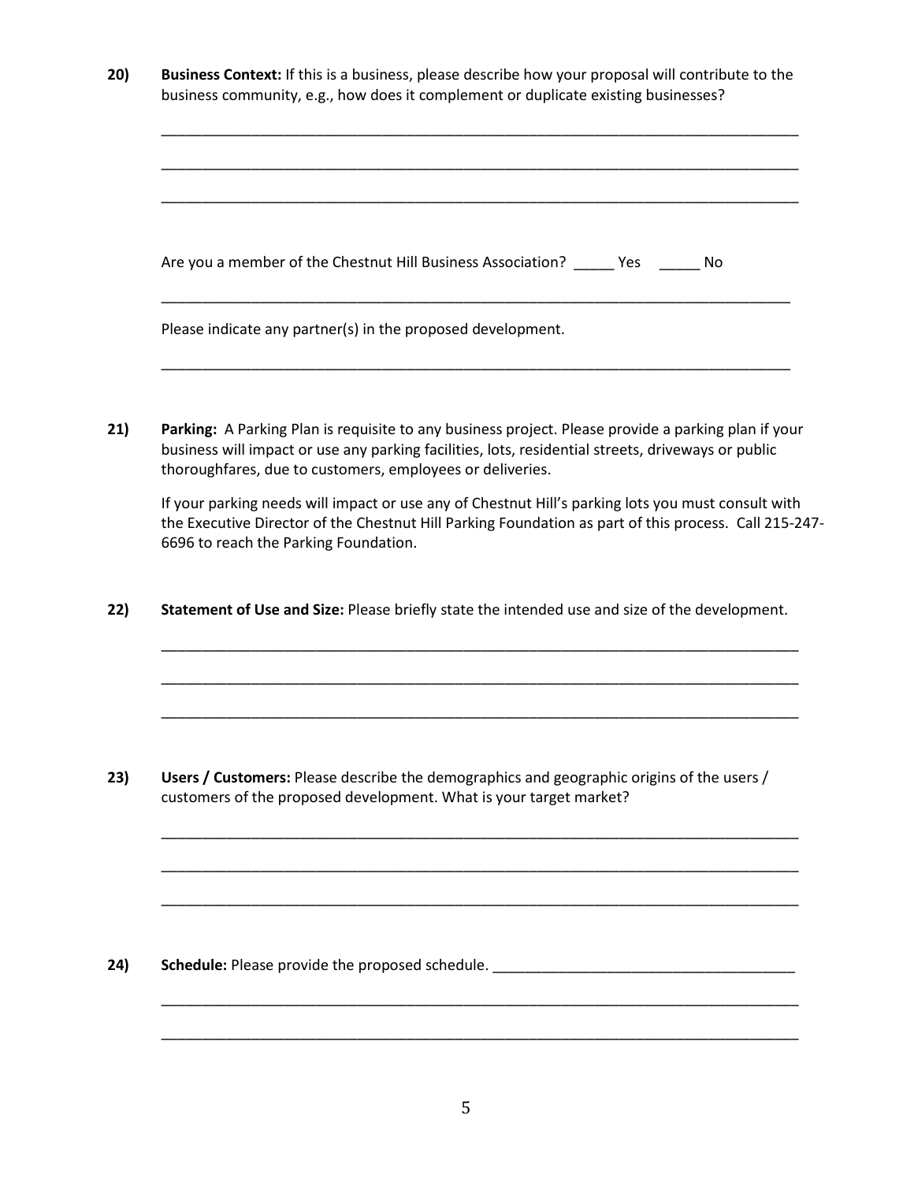**20) Business Context:** If this is a business, please describe how your proposal will contribute to the business community, e.g., how does it complement or duplicate existing businesses?

_______________________________________________________________________________

_______________________________________________________________________________

_______________________________________________________________________________

Are you a member of the Chestnut Hill Business Association? _____ Yes _____ No

_______________________________________________________________________________

Please indicate any partner(s) in the proposed development.

_______________________________________________________________________________

**21) Parking:** A Parking Plan is requisite to any business project. Please provide a parking plan if your business will impact or use any parking facilities, lots, residential streets, driveways or public thoroughfares, due to customers, employees or deliveries.

If your parking needs will impact or use any of Chestnut Hill's parking lots you must consult with the Executive Director of the Chestnut Hill Parking Foundation as part of this process. Call 215-247-6696 to reach the Parking Foundation.

**22) Statement of Use and Size:** Please briefly state the intended use and size of the development.

_______________________________________________________________________________

_______________________________________________________________________________

_______________________________________________________________________________

**23) Users / Customers:** Please describe the demographics and geographic origins of the users / customers of the proposed development. What is your target market?

_______________________________________________________________________________

_______________________________________________________________________________

_______________________________________________________________________________

**24) Schedule:** Please provide the proposed schedule. _____________________________________

_______________________________________________________________________________

_______________________________________________________________________________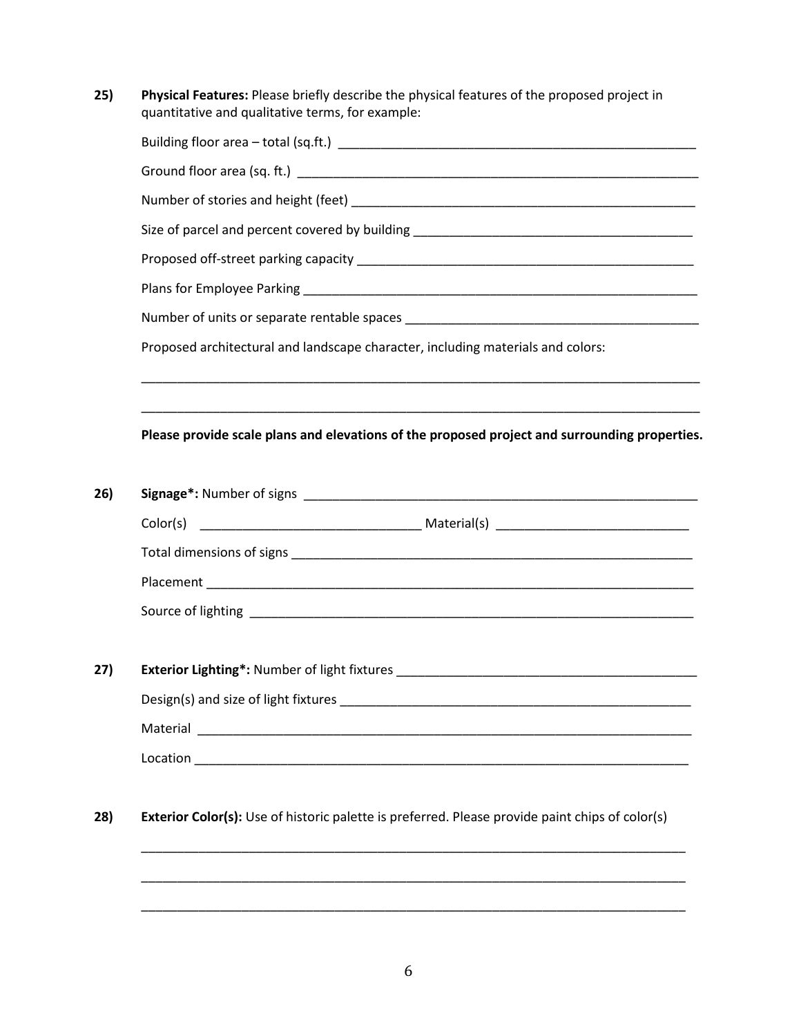**25)** **Physical Features:** Please briefly describe the physical features of the proposed project in quantitative and qualitative terms, for example:

Building floor area – total (sq.ft.) ____________________________________________________

Ground floor area (sq. ft.) ________________________________________________________

Number of stories and height (feet) _______________________________________________

Size of parcel and percent covered by building ______________________________________

Proposed off-street parking capacity _______________________________________________

Plans for Employee Parking ______________________________________________________

Number of units or separate rentable spaces _________________________________________

Proposed architectural and landscape character, including materials and colors:

_________________________________________________________________________

_________________________________________________________________________

**Please provide scale plans and elevations of the proposed project and surrounding properties.**

**26)** **Signage*:** Number of signs ___________________________________________________

Color(s) _____________________________ Material(s) _________________________

Total dimensions of signs ________________________________________________________

Placement ____________________________________________________________________

Source of lighting ______________________________________________________________

**27)** **Exterior Lighting*:** Number of light fixtures ______________________________________

Design(s) and size of light fixtures ________________________________________________

Material ______________________________________________________________________

Location ______________________________________________________________________

**28)** **Exterior Color(s):** Use of historic palette is preferred. Please provide paint chips of color(s)

_________________________________________________________________________

_________________________________________________________________________

_________________________________________________________________________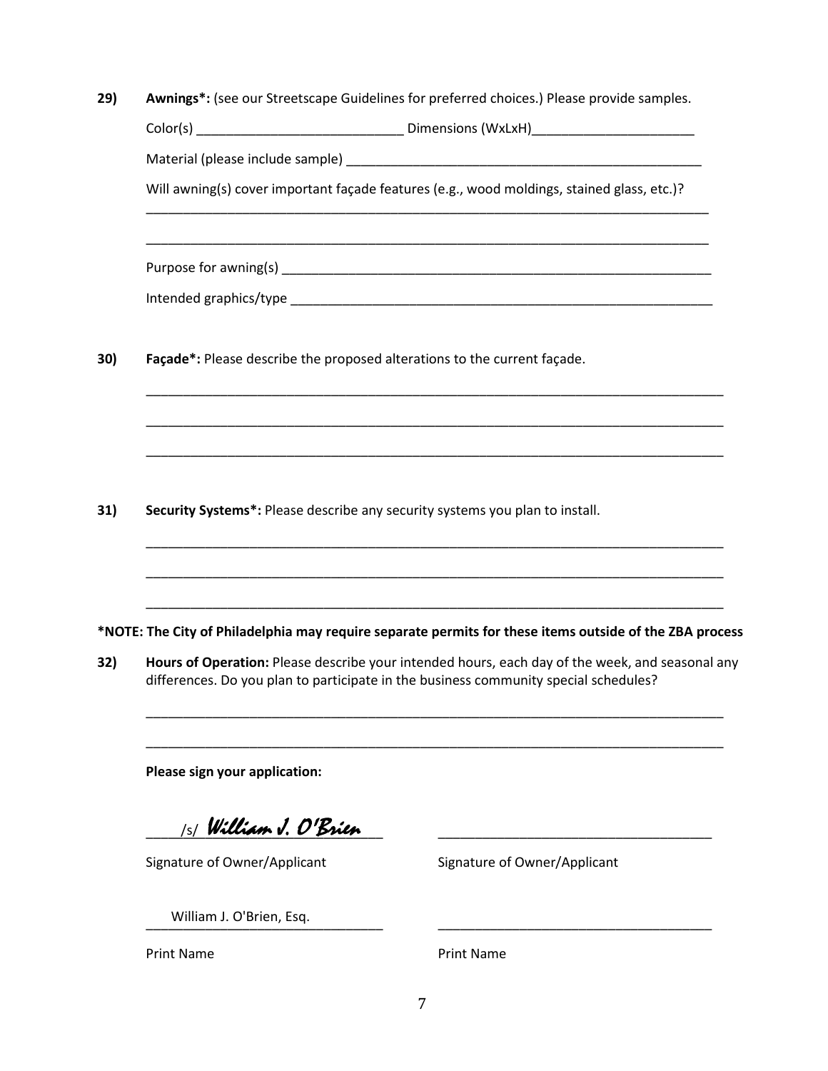**29)** **Awnings*:** (see our Streetscape Guidelines for preferred choices.) Please provide samples.

Color(s) ___________________________ Dimensions (WxLxH)______________________

Material (please include sample) _________________________________________________

Will awning(s) cover important façade features (e.g., wood moldings, stained glass, etc.)?

_______________________________________________________________________________

_______________________________________________________________________________

Purpose for awning(s) _____________________________________________________________

Intended graphics/type ____________________________________________________________

**30)** **Façade*:** Please describe the proposed alterations to the current façade.

_______________________________________________________________________________

_______________________________________________________________________________

_______________________________________________________________________________

**31)** **Security Systems*:** Please describe any security systems you plan to install.

_______________________________________________________________________________

_______________________________________________________________________________

_______________________________________________________________________________

***NOTE: The City of Philadelphia may require separate permits for these items outside of the ZBA process**

**32)** **Hours of Operation:** Please describe your intended hours, each day of the week, and seasonal any differences. Do you plan to participate in the business community special schedules?

_______________________________________________________________________________

_______________________________________________________________________________

**Please sign your application:**

/s/ *William J. O'Brien* _______________________

Signature of Owner/Applicant          Signature of Owner/Applicant

William J. O'Brien, Esq. _______________________

Print Name          Print Name